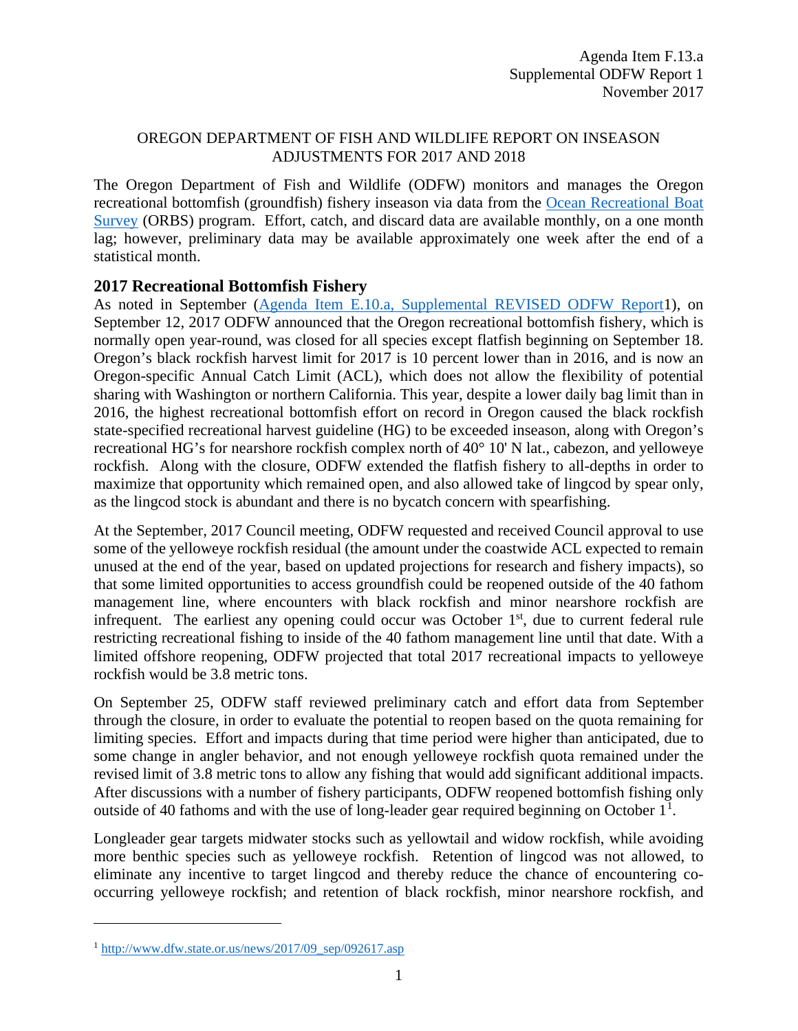Agenda Item F.13.a
Supplemental ODFW Report 1
November 2017

OREGON DEPARTMENT OF FISH AND WILDLIFE REPORT ON INSEASON ADJUSTMENTS FOR 2017 AND 2018

The Oregon Department of Fish and Wildlife (ODFW) monitors and manages the Oregon recreational bottomfish (groundfish) fishery inseason via data from the Ocean Recreational Boat Survey (ORBS) program. Effort, catch, and discard data are available monthly, on a one month lag; however, preliminary data may be available approximately one week after the end of a statistical month.

## 2017 Recreational Bottomfish Fishery

As noted in September (Agenda Item E.10.a, Supplemental REVISED ODFW Report1), on September 12, 2017 ODFW announced that the Oregon recreational bottomfish fishery, which is normally open year-round, was closed for all species except flatfish beginning on September 18. Oregon's black rockfish harvest limit for 2017 is 10 percent lower than in 2016, and is now an Oregon-specific Annual Catch Limit (ACL), which does not allow the flexibility of potential sharing with Washington or northern California. This year, despite a lower daily bag limit than in 2016, the highest recreational bottomfish effort on record in Oregon caused the black rockfish state-specified recreational harvest guideline (HG) to be exceeded inseason, along with Oregon's recreational HG's for nearshore rockfish complex north of 40° 10' N lat., cabezon, and yelloweye rockfish. Along with the closure, ODFW extended the flatfish fishery to all-depths in order to maximize that opportunity which remained open, and also allowed take of lingcod by spear only, as the lingcod stock is abundant and there is no bycatch concern with spearfishing.

At the September, 2017 Council meeting, ODFW requested and received Council approval to use some of the yelloweye rockfish residual (the amount under the coastwide ACL expected to remain unused at the end of the year, based on updated projections for research and fishery impacts), so that some limited opportunities to access groundfish could be reopened outside of the 40 fathom management line, where encounters with black rockfish and minor nearshore rockfish are infrequent. The earliest any opening could occur was October 1st, due to current federal rule restricting recreational fishing to inside of the 40 fathom management line until that date. With a limited offshore reopening, ODFW projected that total 2017 recreational impacts to yelloweye rockfish would be 3.8 metric tons.

On September 25, ODFW staff reviewed preliminary catch and effort data from September through the closure, in order to evaluate the potential to reopen based on the quota remaining for limiting species. Effort and impacts during that time period were higher than anticipated, due to some change in angler behavior, and not enough yelloweye rockfish quota remained under the revised limit of 3.8 metric tons to allow any fishing that would add significant additional impacts. After discussions with a number of fishery participants, ODFW reopened bottomfish fishing only outside of 40 fathoms and with the use of long-leader gear required beginning on October 1[1].

Longleader gear targets midwater stocks such as yellowtail and widow rockfish, while avoiding more benthic species such as yelloweye rockfish. Retention of lingcod was not allowed, to eliminate any incentive to target lingcod and thereby reduce the chance of encountering co-occurring yelloweye rockfish; and retention of black rockfish, minor nearshore rockfish, and

[1] http://www.dfw.state.or.us/news/2017/09_sep/092617.asp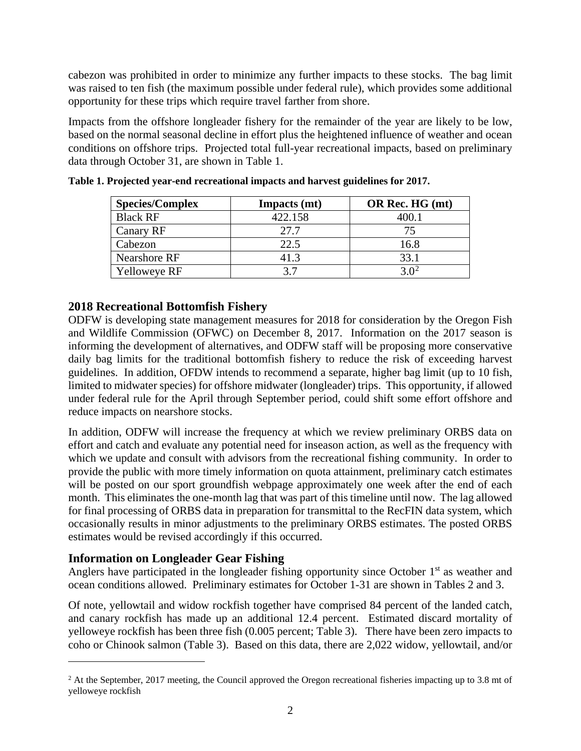cabezon was prohibited in order to minimize any further impacts to these stocks. The bag limit was raised to ten fish (the maximum possible under federal rule), which provides some additional opportunity for these trips which require travel farther from shore.

Impacts from the offshore longleader fishery for the remainder of the year are likely to be low, based on the normal seasonal decline in effort plus the heightened influence of weather and ocean conditions on offshore trips. Projected total full-year recreational impacts, based on preliminary data through October 31, are shown in Table 1.

**Table 1. Projected year-end recreational impacts and harvest guidelines for 2017.**

| Species/Complex | Impacts (mt) | OR Rec. HG (mt) |
|---|---|---|
| Black RF | 422.158 | 400.1 |
| Canary RF | 27.7 | 75 |
| Cabezon | 22.5 | 16.8 |
| Nearshore RF | 41.3 | 33.1 |
| Yelloweye RF | 3.7 | 3.0[2] |

## 2018 Recreational Bottomfish Fishery

ODFW is developing state management measures for 2018 for consideration by the Oregon Fish and Wildlife Commission (OFWC) on December 8, 2017. Information on the 2017 season is informing the development of alternatives, and ODFW staff will be proposing more conservative daily bag limits for the traditional bottomfish fishery to reduce the risk of exceeding harvest guidelines. In addition, OFDW intends to recommend a separate, higher bag limit (up to 10 fish, limited to midwater species) for offshore midwater (longleader) trips. This opportunity, if allowed under federal rule for the April through September period, could shift some effort offshore and reduce impacts on nearshore stocks.

In addition, ODFW will increase the frequency at which we review preliminary ORBS data on effort and catch and evaluate any potential need for inseason action, as well as the frequency with which we update and consult with advisors from the recreational fishing community. In order to provide the public with more timely information on quota attainment, preliminary catch estimates will be posted on our sport groundfish webpage approximately one week after the end of each month. This eliminates the one-month lag that was part of this timeline until now. The lag allowed for final processing of ORBS data in preparation for transmittal to the RecFIN data system, which occasionally results in minor adjustments to the preliminary ORBS estimates. The posted ORBS estimates would be revised accordingly if this occurred.

## Information on Longleader Gear Fishing

Anglers have participated in the longleader fishing opportunity since October 1st as weather and ocean conditions allowed. Preliminary estimates for October 1-31 are shown in Tables 2 and 3.

Of note, yellowtail and widow rockfish together have comprised 84 percent of the landed catch, and canary rockfish has made up an additional 12.4 percent. Estimated discard mortality of yelloweye rockfish has been three fish (0.005 percent; Table 3). There have been zero impacts to coho or Chinook salmon (Table 3). Based on this data, there are 2,022 widow, yellowtail, and/or

[2] At the September, 2017 meeting, the Council approved the Oregon recreational fisheries impacting up to 3.8 mt of yelloweye rockfish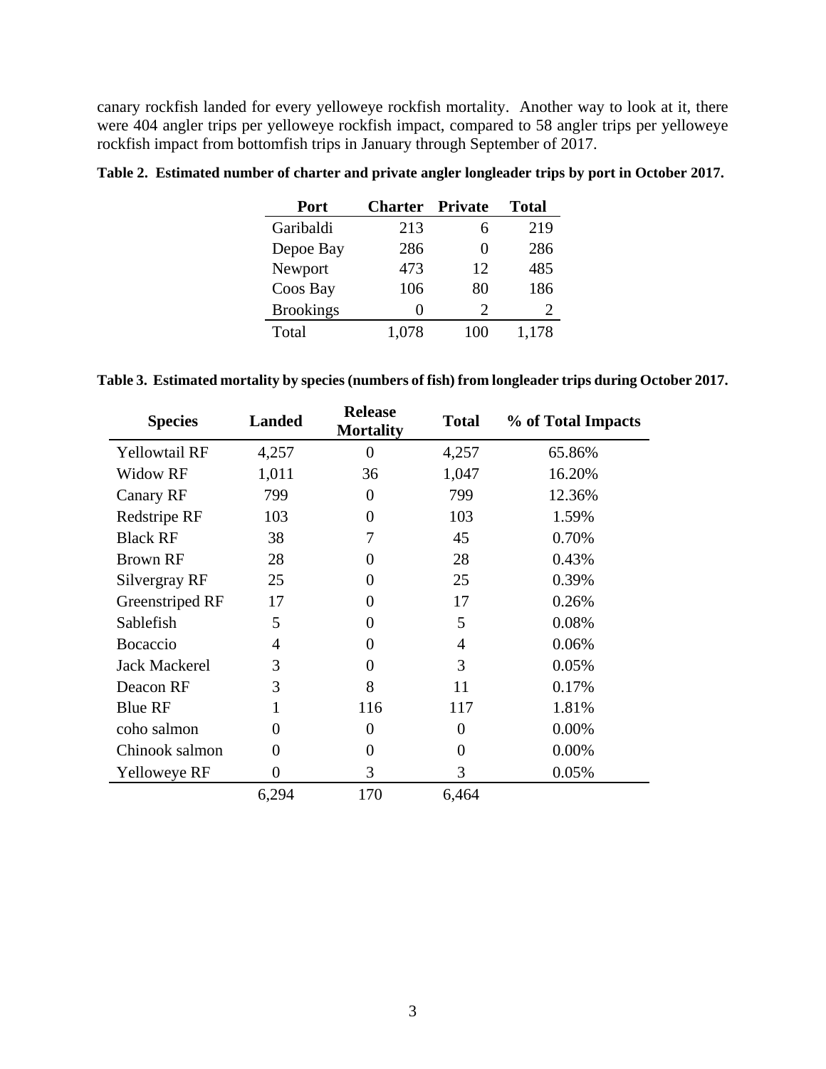canary rockfish landed for every yelloweye rockfish mortality. Another way to look at it, there were 404 angler trips per yelloweye rockfish impact, compared to 58 angler trips per yelloweye rockfish impact from bottomfish trips in January through September of 2017.

**Table 2. Estimated number of charter and private angler longleader trips by port in October 2017.**

| Port | Charter | Private | Total |
|---|---|---|---|
| Garibaldi | 213 | 6 | 219 |
| Depoe Bay | 286 | 0 | 286 |
| Newport | 473 | 12 | 485 |
| Coos Bay | 106 | 80 | 186 |
| Brookings | 0 | 2 | 2 |
| Total | 1,078 | 100 | 1,178 |

**Table 3. Estimated mortality by species (numbers of fish) from longleader trips during October 2017.**

| Species | Landed | Release Mortality | Total | % of Total Impacts |
|---|---|---|---|---|
| Yellowtail RF | 4,257 | 0 | 4,257 | 65.86% |
| Widow RF | 1,011 | 36 | 1,047 | 16.20% |
| Canary RF | 799 | 0 | 799 | 12.36% |
| Redstripe RF | 103 | 0 | 103 | 1.59% |
| Black RF | 38 | 7 | 45 | 0.70% |
| Brown RF | 28 | 0 | 28 | 0.43% |
| Silvergray RF | 25 | 0 | 25 | 0.39% |
| Greenstriped RF | 17 | 0 | 17 | 0.26% |
| Sablefish | 5 | 0 | 5 | 0.08% |
| Bocaccio | 4 | 0 | 4 | 0.06% |
| Jack Mackerel | 3 | 0 | 3 | 0.05% |
| Deacon RF | 3 | 8 | 11 | 0.17% |
| Blue RF | 1 | 116 | 117 | 1.81% |
| coho salmon | 0 | 0 | 0 | 0.00% |
| Chinook salmon | 0 | 0 | 0 | 0.00% |
| Yelloweye RF | 0 | 3 | 3 | 0.05% |
| | 6,294 | 170 | 6,464 | |